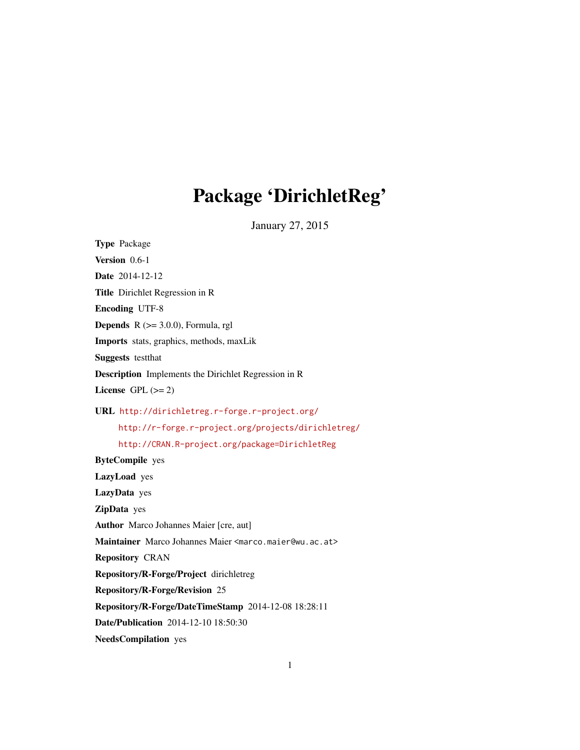# Package 'DirichletReg'

January 27, 2015

**Type** Package

**Version** 0.6-1

**Date** 2014-12-12

**Title** Dirichlet Regression in R

**Encoding** UTF-8

**Depends** R (>= 3.0.0), Formula, rgl

**Imports** stats, graphics, methods, maxLik

**Suggests** testthat

**Description** Implements the Dirichlet Regression in R

**License** GPL (>= 2)

**URL** http://dirichletreg.r-forge.r-project.org/
http://r-forge.r-project.org/projects/dirichletreg/
http://CRAN.R-project.org/package=DirichletReg

**ByteCompile** yes

**LazyLoad** yes

**LazyData** yes

**ZipData** yes

**Author** Marco Johannes Maier [cre, aut]

**Maintainer** Marco Johannes Maier <marco.maier@wu.ac.at>

**Repository** CRAN

**Repository/R-Forge/Project** dirichletreg

**Repository/R-Forge/Revision** 25

**Repository/R-Forge/DateTimeStamp** 2014-12-08 18:28:11

**Date/Publication** 2014-12-10 18:50:30

**NeedsCompilation** yes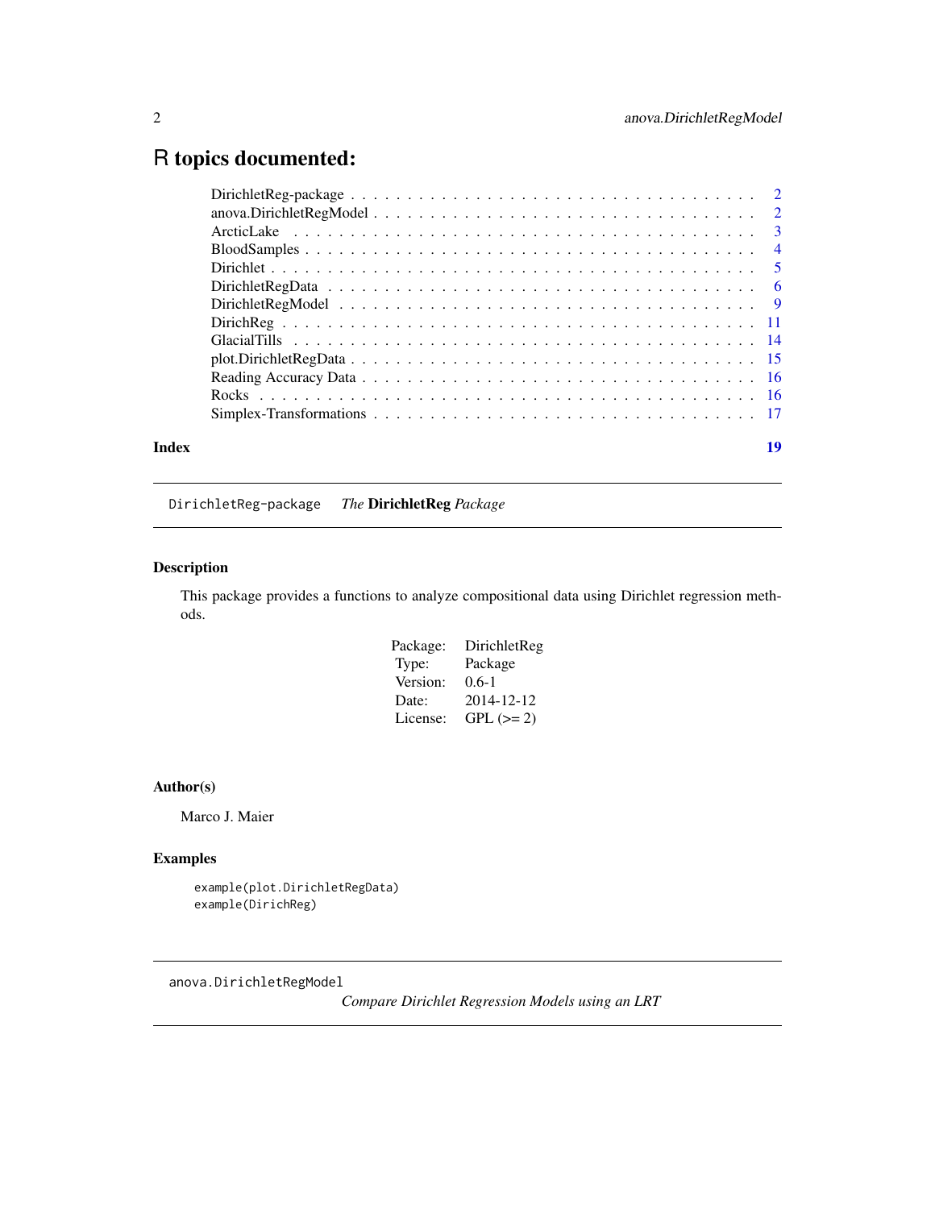# R topics documented:

| | |
|---|---|
| DirichletReg-package | 2 |
| anova.DirichletRegModel | 2 |
| ArcticLake | 3 |
| BloodSamples | 4 |
| Dirichlet | 5 |
| DirichletRegData | 6 |
| DirichletRegModel | 9 |
| DirichReg | 11 |
| GlacialTills | 14 |
| plot.DirichletRegData | 15 |
| Reading Accuracy Data | 16 |
| Rocks | 16 |
| Simplex-Transformations | 17 |
| **Index** | **19** |

---

`DirichletReg-package` *The* **DirichletReg** *Package*

---

## Description

This package provides a functions to analyze compositional data using Dirichlet regression methods.

| | |
|---|---|
| Package: | DirichletReg |
| Type: | Package |
| Version: | 0.6-1 |
| Date: | 2014-12-12 |
| License: | GPL (>= 2) |

## Author(s)

Marco J. Maier

## Examples

```
example(plot.DirichletRegData)
example(DirichReg)
```

---

`anova.DirichletRegModel`
*Compare Dirichlet Regression Models using an LRT*

---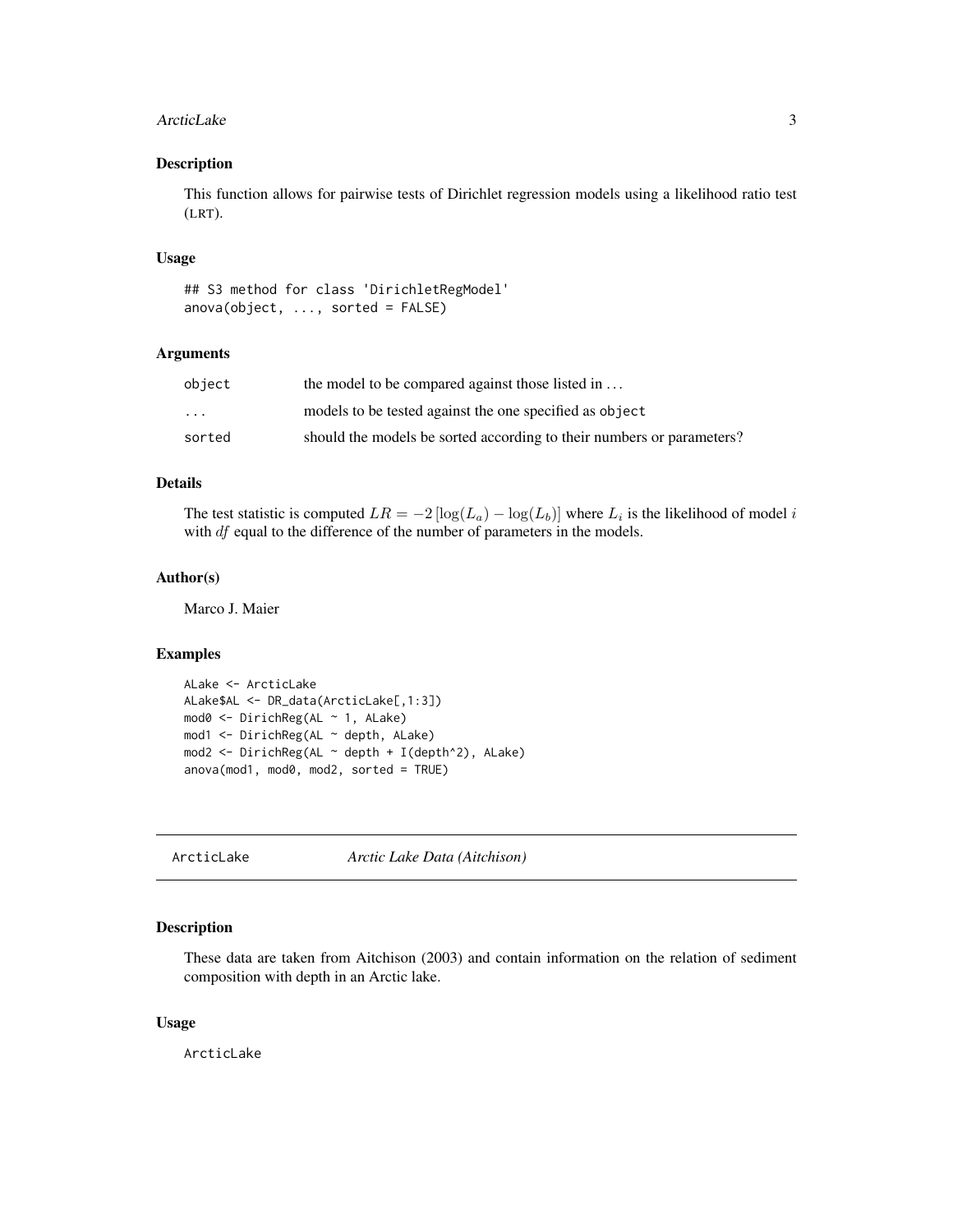## Description

This function allows for pairwise tests of Dirichlet regression models using a likelihood ratio test (LRT).

## Usage

```
## S3 method for class 'DirichletRegModel'
anova(object, ..., sorted = FALSE)
```

## Arguments

| | |
|---|---|
| `object` | the model to be compared against those listed in ... |
| `...` | models to be tested against the one specified as `object` |
| `sorted` | should the models be sorted according to their numbers or parameters? |

## Details

The test statistic is computed $LR = -2\left[\log(L_a) - \log(L_b)\right]$ where $L_i$ is the likelihood of model $i$ with $df$ equal to the difference of the number of parameters in the models.

## Author(s)

Marco J. Maier

## Examples

```
ALake <- ArcticLake
ALake$AL <- DR_data(ArcticLake[,1:3])
mod0 <- DirichReg(AL ~ 1, ALake)
mod1 <- DirichReg(AL ~ depth, ALake)
mod2 <- DirichReg(AL ~ depth + I(depth^2), ALake)
anova(mod1, mod0, mod2, sorted = TRUE)
```

---

# ArcticLake — *Arctic Lake Data (Aitchison)*

## Description

These data are taken from Aitchison (2003) and contain information on the relation of sediment composition with depth in an Arctic lake.

## Usage

```
ArcticLake
```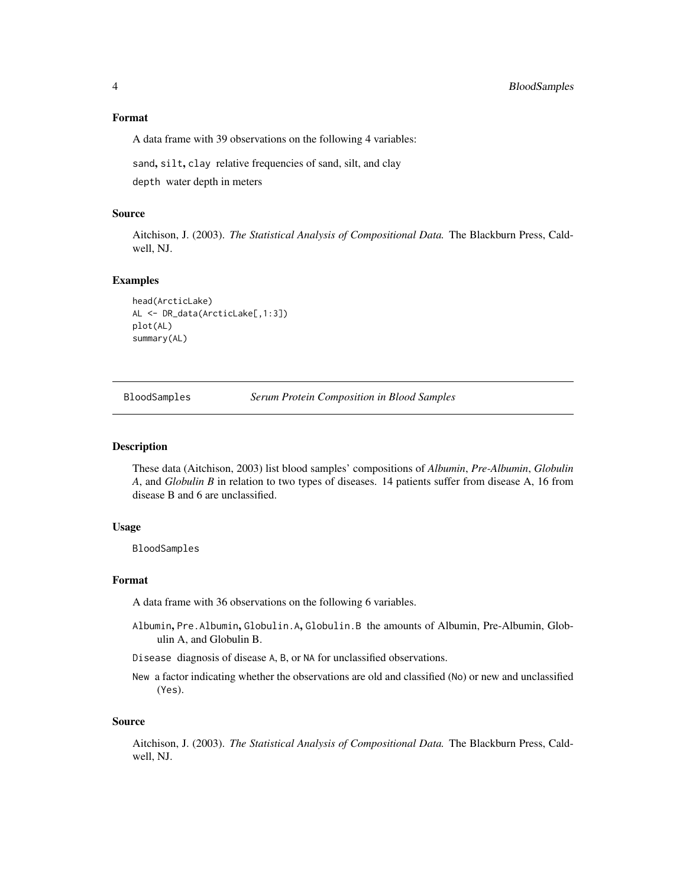### Format

A data frame with 39 observations on the following 4 variables:

`sand`, `silt`, `clay` relative frequencies of sand, silt, and clay

`depth` water depth in meters

### Source

Aitchison, J. (2003). *The Statistical Analysis of Compositional Data.* The Blackburn Press, Caldwell, NJ.

### Examples

```
head(ArcticLake)
AL <- DR_data(ArcticLake[,1:3])
plot(AL)
summary(AL)
```

---

## BloodSamples    *Serum Protein Composition in Blood Samples*

---

### Description

These data (Aitchison, 2003) list blood samples' compositions of *Albumin*, *Pre-Albumin*, *Globulin A*, and *Globulin B* in relation to two types of diseases. 14 patients suffer from disease A, 16 from disease B and 6 are unclassified.

### Usage

```
BloodSamples
```

### Format

A data frame with 36 observations on the following 6 variables.

`Albumin`, `Pre.Albumin`, `Globulin.A`, `Globulin.B` the amounts of Albumin, Pre-Albumin, Globulin A, and Globulin B.

`Disease` diagnosis of disease `A`, `B`, or `NA` for unclassified observations.

`New` a factor indicating whether the observations are old and classified (`No`) or new and unclassified (`Yes`).

### Source

Aitchison, J. (2003). *The Statistical Analysis of Compositional Data.* The Blackburn Press, Caldwell, NJ.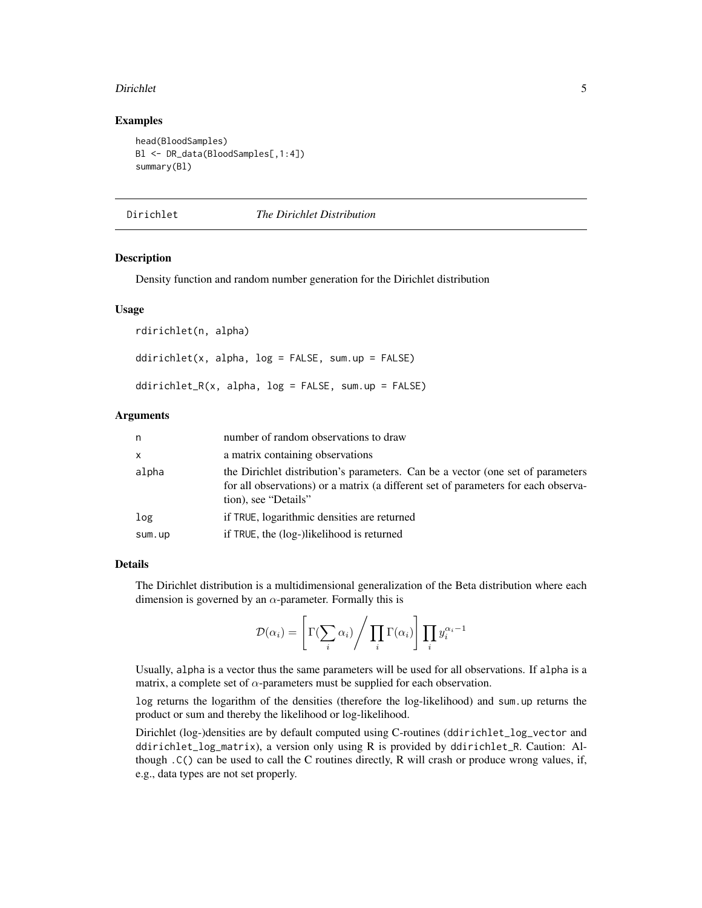## Examples

```
head(BloodSamples)
Bl <- DR_data(BloodSamples[,1:4])
summary(Bl)
```

---

## Dirichlet — *The Dirichlet Distribution*

### Description

Density function and random number generation for the Dirichlet distribution

### Usage

```
rdirichlet(n, alpha)

ddirichlet(x, alpha, log = FALSE, sum.up = FALSE)

ddirichlet_R(x, alpha, log = FALSE, sum.up = FALSE)
```

### Arguments

| Argument | Description |
| --- | --- |
| n | number of random observations to draw |
| x | a matrix containing observations |
| alpha | the Dirichlet distribution's parameters. Can be a vector (one set of parameters for all observations) or a matrix (a different set of parameters for each observation), see "Details" |
| log | if TRUE, logarithmic densities are returned |
| sum.up | if TRUE, the (log-)likelihood is returned |

### Details

The Dirichlet distribution is a multidimensional generalization of the Beta distribution where each dimension is governed by an $\alpha$-parameter. Formally this is

$$\mathcal{D}(\alpha_i) = \left[ \Gamma(\sum_i \alpha_i) \Big/ \prod_i \Gamma(\alpha_i) \right] \prod_i y_i^{\alpha_i - 1}$$

Usually, `alpha` is a vector thus the same parameters will be used for all observations. If `alpha` is a matrix, a complete set of $\alpha$-parameters must be supplied for each observation.

`log` returns the logarithm of the densities (therefore the log-likelihood) and `sum.up` returns the product or sum and thereby the likelihood or log-likelihood.

Dirichlet (log-)densities are by default computed using C-routines (`ddirichlet_log_vector` and `ddirichlet_log_matrix`), a version only using R is provided by `ddirichlet_R`. Caution: Although `.C()` can be used to call the C routines directly, R will crash or produce wrong values, if, e.g., data types are not set properly.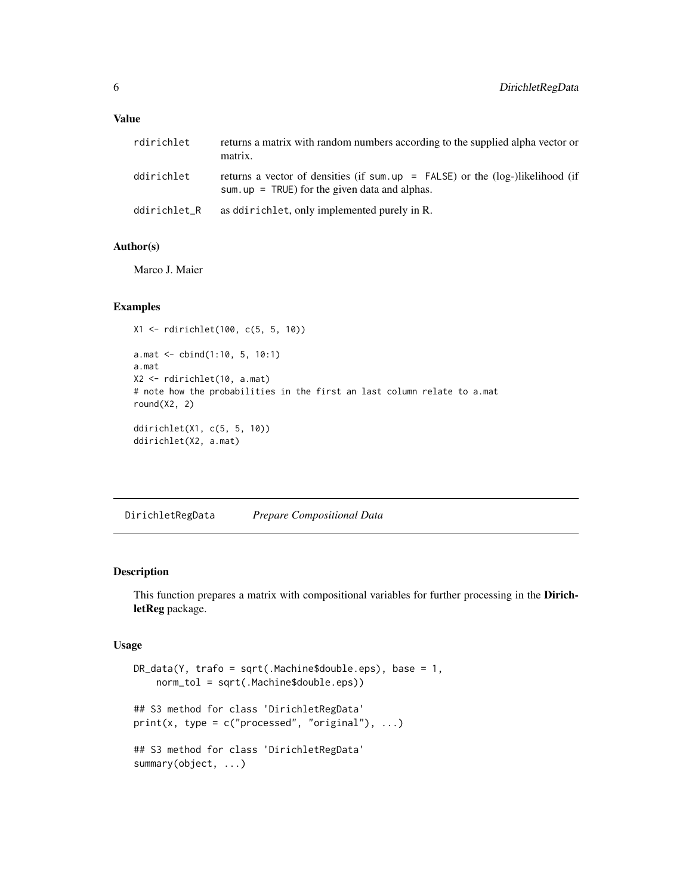### Value

| | |
|---|---|
| rdirichlet | returns a matrix with random numbers according to the supplied alpha vector or matrix. |
| ddirichlet | returns a vector of densities (if `sum.up = FALSE`) or the (log-)likelihood (if `sum.up = TRUE`) for the given data and alphas. |
| ddirichlet_R | as `ddirichlet`, only implemented purely in R. |

### Author(s)

Marco J. Maier

### Examples

```
X1 <- rdirichlet(100, c(5, 5, 10))

a.mat <- cbind(1:10, 5, 10:1)
a.mat
X2 <- rdirichlet(10, a.mat)
# note how the probabilities in the first an last column relate to a.mat
round(X2, 2)

ddirichlet(X1, c(5, 5, 10))
ddirichlet(X2, a.mat)
```

---

## DirichletRegData *Prepare Compositional Data*

### Description

This function prepares a matrix with compositional variables for further processing in the **DirichletReg** package.

### Usage

```
DR_data(Y, trafo = sqrt(.Machine$double.eps), base = 1,
    norm_tol = sqrt(.Machine$double.eps))

## S3 method for class 'DirichletRegData'
print(x, type = c("processed", "original"), ...)

## S3 method for class 'DirichletRegData'
summary(object, ...)
```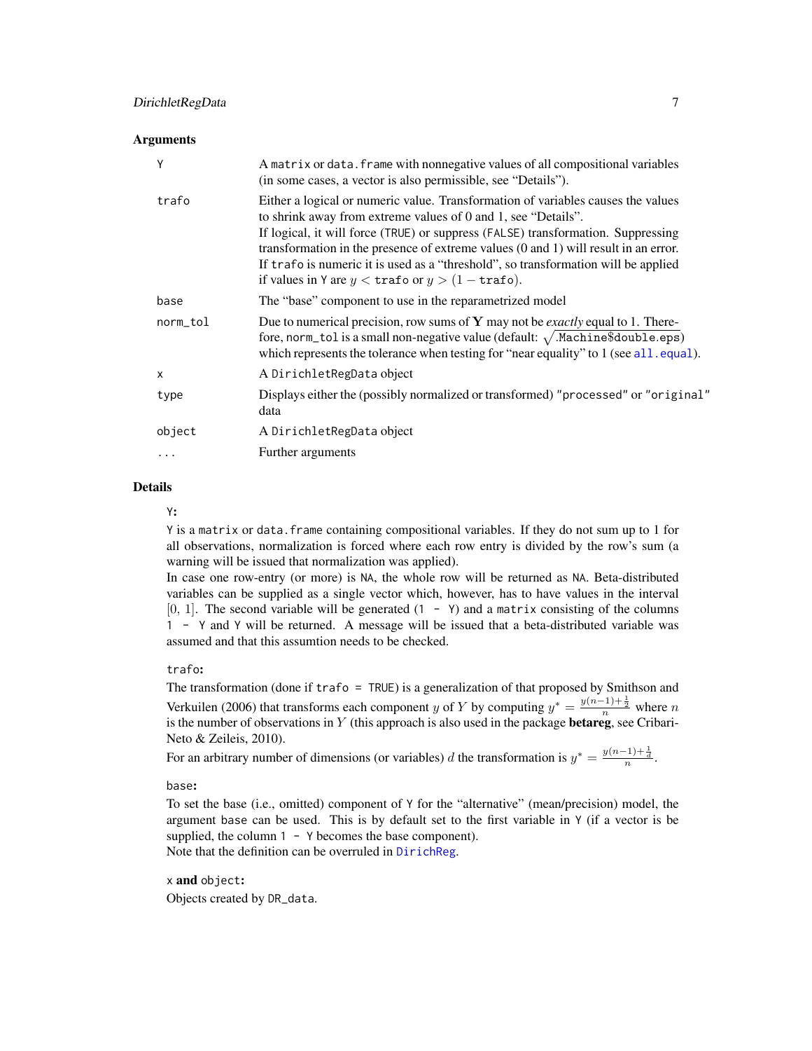## Arguments

| | |
|---|---|
| `Y` | A `matrix` or `data.frame` with nonnegative values of all compositional variables (in some cases, a vector is also permissible, see "Details"). |
| `trafo` | Either a logical or numeric value. Transformation of variables causes the values to shrink away from extreme values of 0 and 1, see "Details". If logical, it will force (`TRUE`) or suppress (`FALSE`) transformation. Suppressing transformation in the presence of extreme values (0 and 1) will result in an error. If `trafo` is numeric it is used as a "threshold", so transformation will be applied if values in `Y` are $y <$ `trafo` or $y > (1 -$ `trafo`$)$. |
| `base` | The "base" component to use in the reparametrized model |
| `norm_tol` | Due to numerical precision, row sums of $\mathbf{Y}$ may not be *exactly* equal to 1. Therefore, `norm_tol` is a small non-negative value (default: $\sqrt{\texttt{.Machine\$double.eps}}$) which represents the tolerance when testing for "near equality" to 1 (see `all.equal`). |
| `x` | A `DirichletRegData` object |
| `type` | Displays either the (possibly normalized or transformed) `"processed"` or `"original"` data |
| `object` | A `DirichletRegData` object |
| `...` | Further arguments |

## Details

`Y`**:**

`Y` is a `matrix` or `data.frame` containing compositional variables. If they do not sum up to 1 for all observations, normalization is forced where each row entry is divided by the row's sum (a warning will be issued that normalization was applied).

In case one row-entry (or more) is `NA`, the whole row will be returned as `NA`. Beta-distributed variables can be supplied as a single vector which, however, has to have values in the interval $[0, 1]$. The second variable will be generated (`1 - Y`) and a `matrix` consisting of the columns `1 - Y` and `Y` will be returned. A message will be issued that a beta-distributed variable was assumed and that this assumtion needs to be checked.

`trafo`**:**

The transformation (done if `trafo = TRUE`) is a generalization of that proposed by Smithson and Verkuilen (2006) that transforms each component $y$ of $Y$ by computing $y^* = \frac{y(n-1)+\frac{1}{2}}{n}$ where $n$ is the number of observations in $Y$ (this approach is also used in the package **betareg**, see Cribari-Neto & Zeileis, 2010).

For an arbitrary number of dimensions (or variables) $d$ the transformation is $y^* = \frac{y(n-1)+\frac{1}{d}}{n}$.

`base`**:**

To set the base (i.e., omitted) component of `Y` for the "alternative" (mean/precision) model, the argument `base` can be used. This is by default set to the first variable in `Y` (if a vector is be supplied, the column `1 - Y` becomes the base component).

Note that the definition can be overruled in `DirichReg`.

`x` **and** `object`**:**

Objects created by `DR_data`.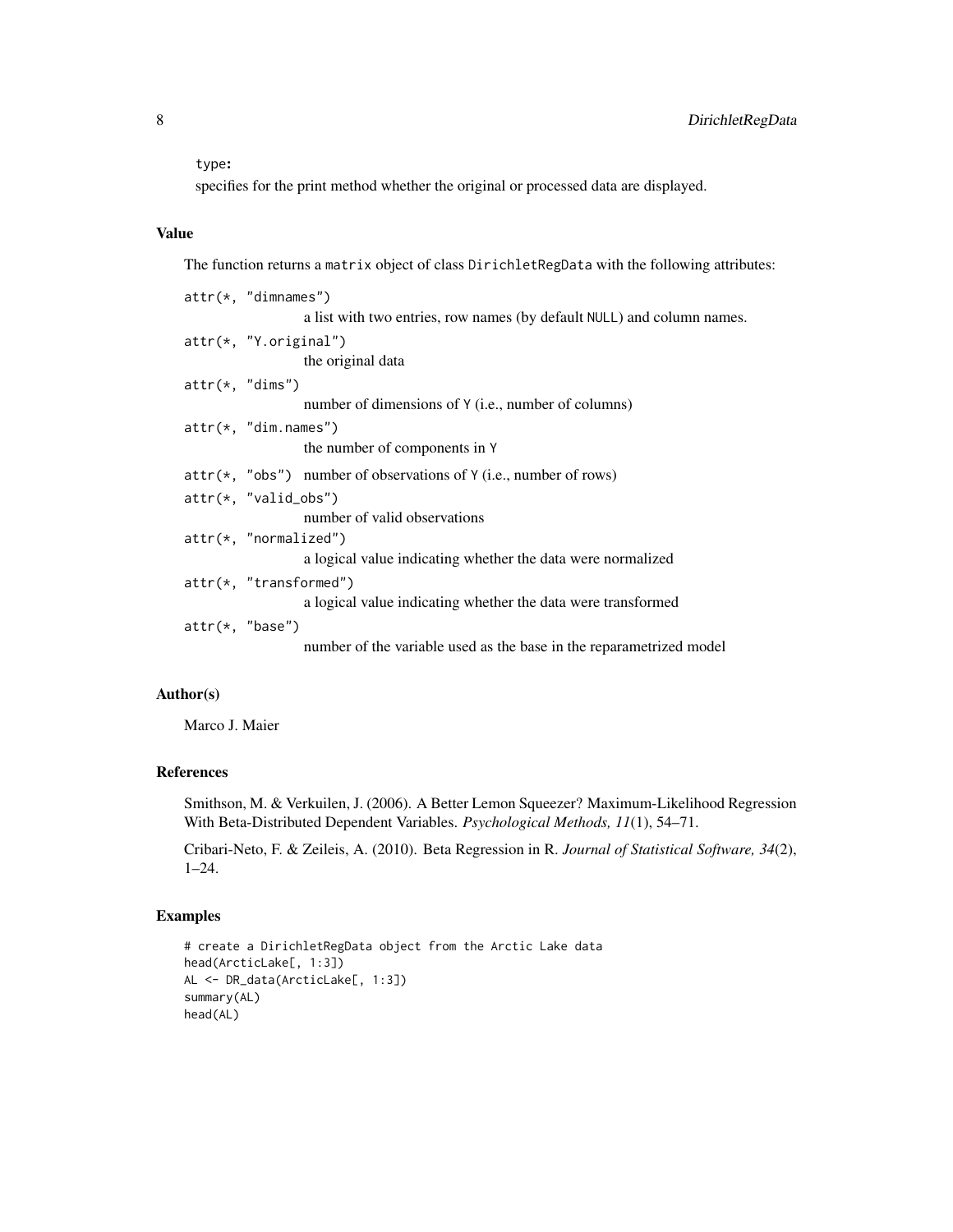type:
specifies for the print method whether the original or processed data are displayed.

### Value

The function returns a matrix object of class DirichletRegData with the following attributes:

attr(*, "dimnames")
: a list with two entries, row names (by default NULL) and column names.

attr(*, "Y.original")
: the original data

attr(*, "dims")
: number of dimensions of Y (i.e., number of columns)

attr(*, "dim.names")
: the number of components in Y

attr(*, "obs")
: number of observations of Y (i.e., number of rows)

attr(*, "valid_obs")
: number of valid observations

attr(*, "normalized")
: a logical value indicating whether the data were normalized

attr(*, "transformed")
: a logical value indicating whether the data were transformed

attr(*, "base")
: number of the variable used as the base in the reparametrized model

### Author(s)

Marco J. Maier

### References

Smithson, M. & Verkuilen, J. (2006). A Better Lemon Squeezer? Maximum-Likelihood Regression With Beta-Distributed Dependent Variables. *Psychological Methods, 11*(1), 54–71.

Cribari-Neto, F. & Zeileis, A. (2010). Beta Regression in R. *Journal of Statistical Software, 34*(2), 1–24.

### Examples

```
# create a DirichletRegData object from the Arctic Lake data
head(ArcticLake[, 1:3])
AL <- DR_data(ArcticLake[, 1:3])
summary(AL)
head(AL)
```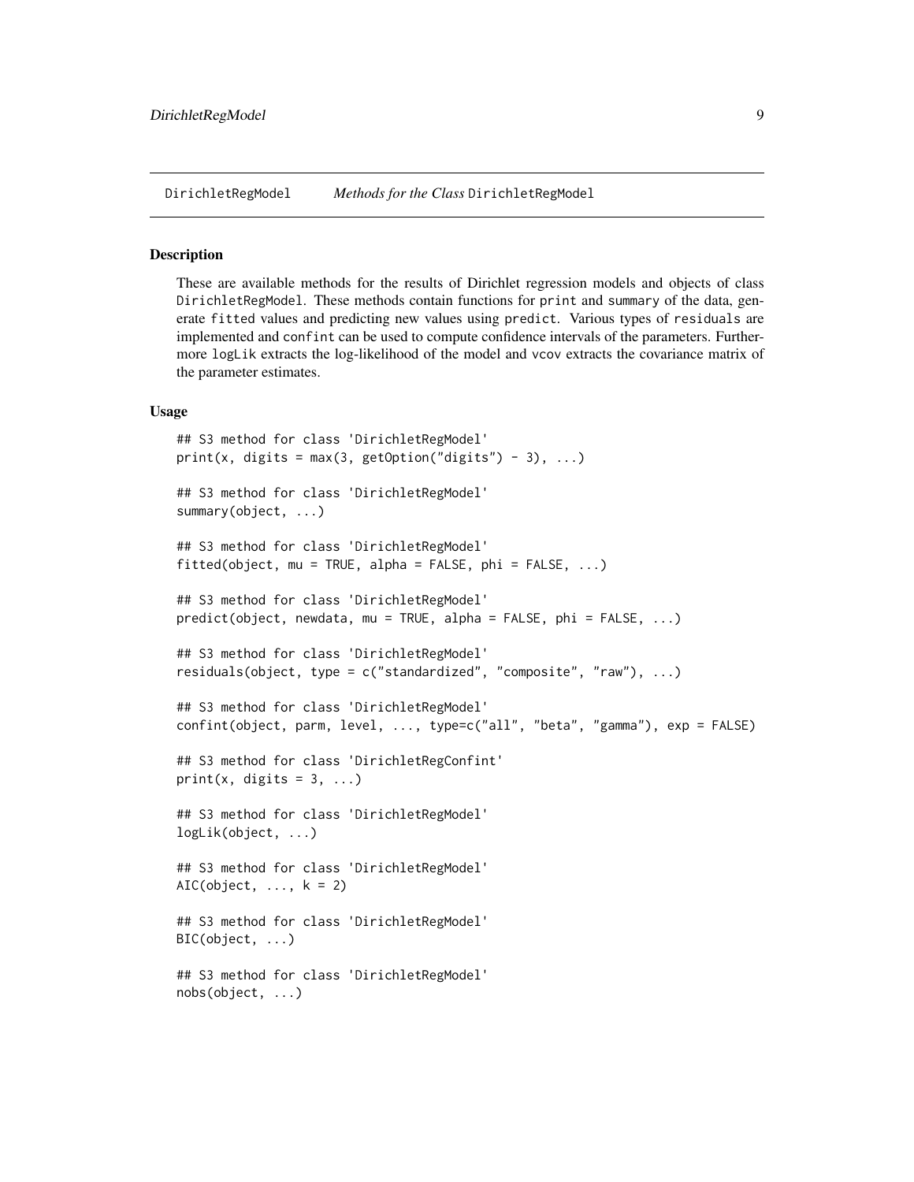DirichletRegModel *Methods for the Class* DirichletRegModel

## Description

These are available methods for the results of Dirichlet regression models and objects of class DirichletRegModel. These methods contain functions for print and summary of the data, generate fitted values and predicting new values using predict. Various types of residuals are implemented and confint can be used to compute confidence intervals of the parameters. Furthermore logLik extracts the log-likelihood of the model and vcov extracts the covariance matrix of the parameter estimates.

## Usage

```
## S3 method for class 'DirichletRegModel'
print(x, digits = max(3, getOption("digits") - 3), ...)

## S3 method for class 'DirichletRegModel'
summary(object, ...)

## S3 method for class 'DirichletRegModel'
fitted(object, mu = TRUE, alpha = FALSE, phi = FALSE, ...)

## S3 method for class 'DirichletRegModel'
predict(object, newdata, mu = TRUE, alpha = FALSE, phi = FALSE, ...)

## S3 method for class 'DirichletRegModel'
residuals(object, type = c("standardized", "composite", "raw"), ...)

## S3 method for class 'DirichletRegModel'
confint(object, parm, level, ..., type=c("all", "beta", "gamma"), exp = FALSE)

## S3 method for class 'DirichletRegConfint'
print(x, digits = 3, ...)

## S3 method for class 'DirichletRegModel'
logLik(object, ...)

## S3 method for class 'DirichletRegModel'
AIC(object, ..., k = 2)

## S3 method for class 'DirichletRegModel'
BIC(object, ...)

## S3 method for class 'DirichletRegModel'
nobs(object, ...)
```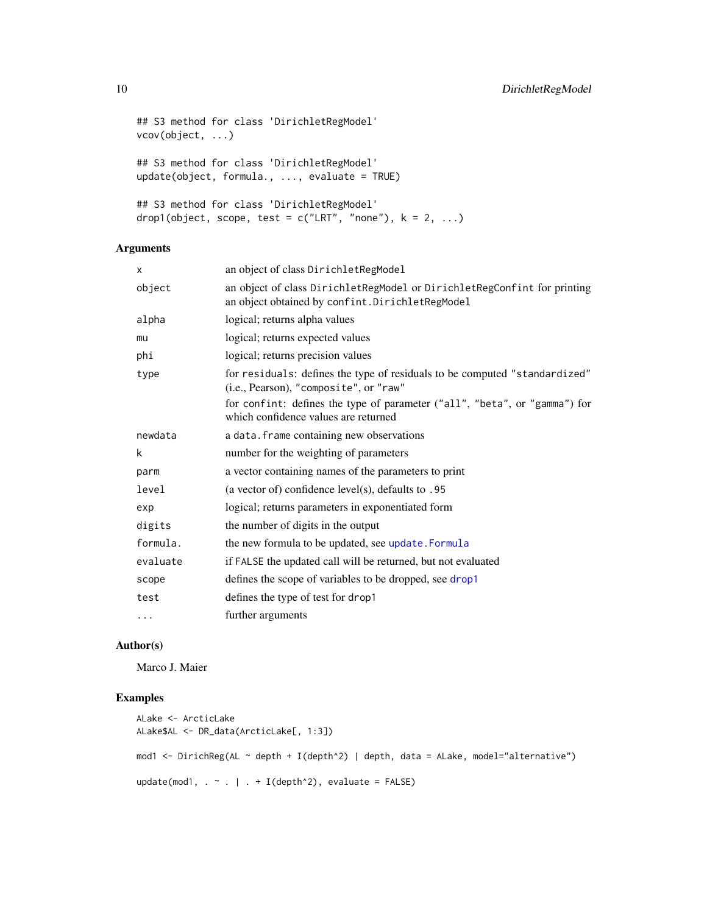```
## S3 method for class 'DirichletRegModel'
vcov(object, ...)

## S3 method for class 'DirichletRegModel'
update(object, formula., ..., evaluate = TRUE)

## S3 method for class 'DirichletRegModel'
drop1(object, scope, test = c("LRT", "none"), k = 2, ...)
```

## Arguments

| | |
|---|---|
| `x` | an object of class `DirichletRegModel` |
| `object` | an object of class `DirichletRegModel` or `DirichletRegConfint` for printing an object obtained by `confint.DirichletRegModel` |
| `alpha` | logical; returns alpha values |
| `mu` | logical; returns expected values |
| `phi` | logical; returns precision values |
| `type` | for `residuals`: defines the type of residuals to be computed `"standardized"` (i.e., Pearson), `"composite"`, or `"raw"`<br>for `confint`: defines the type of parameter (`"all"`, `"beta"`, or `"gamma"`) for which confidence values are returned |
| `newdata` | a `data.frame` containing new observations |
| `k` | number for the weighting of parameters |
| `parm` | a vector containing names of the parameters to print |
| `level` | (a vector of) confidence level(s), defaults to `.95` |
| `exp` | logical; returns parameters in exponentiated form |
| `digits` | the number of digits in the output |
| `formula.` | the new formula to be updated, see `update.Formula` |
| `evaluate` | if `FALSE` the updated call will be returned, but not evaluated |
| `scope` | defines the scope of variables to be dropped, see `drop1` |
| `test` | defines the type of test for `drop1` |
| `...` | further arguments |

## Author(s)

Marco J. Maier

## Examples

```
ALake <- ArcticLake
ALake$AL <- DR_data(ArcticLake[, 1:3])

mod1 <- DirichReg(AL ~ depth + I(depth^2) | depth, data = ALake, model="alternative")

update(mod1, . ~ . | . + I(depth^2), evaluate = FALSE)
```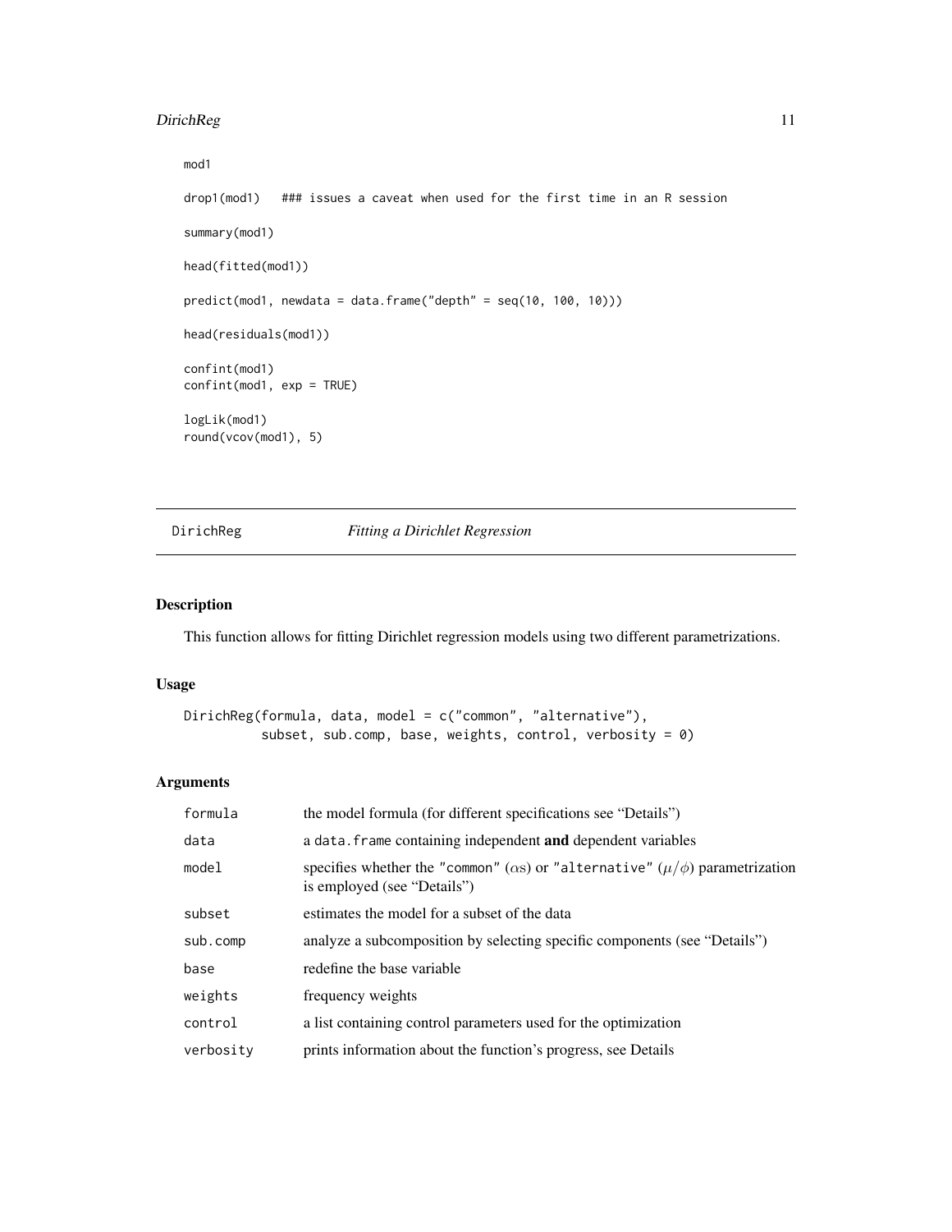```
mod1

drop1(mod1)   ### issues a caveat when used for the first time in an R session

summary(mod1)

head(fitted(mod1))

predict(mod1, newdata = data.frame("depth" = seq(10, 100, 10)))

head(residuals(mod1))

confint(mod1)
confint(mod1, exp = TRUE)

logLik(mod1)
round(vcov(mod1), 5)
```

---

## DirichReg — *Fitting a Dirichlet Regression*

### Description

This function allows for fitting Dirichlet regression models using two different parametrizations.

### Usage

```
DirichReg(formula, data, model = c("common", "alternative"),
          subset, sub.comp, base, weights, control, verbosity = 0)
```

### Arguments

| | |
|---|---|
| `formula` | the model formula (for different specifications see "Details") |
| `data` | a `data.frame` containing independent **and** dependent variables |
| `model` | specifies whether the `"common"` ($\alpha$s) or `"alternative"` ($\mu/\phi$) parametrization is employed (see "Details") |
| `subset` | estimates the model for a subset of the data |
| `sub.comp` | analyze a subcomposition by selecting specific components (see "Details") |
| `base` | redefine the base variable |
| `weights` | frequency weights |
| `control` | a list containing control parameters used for the optimization |
| `verbosity` | prints information about the function's progress, see Details |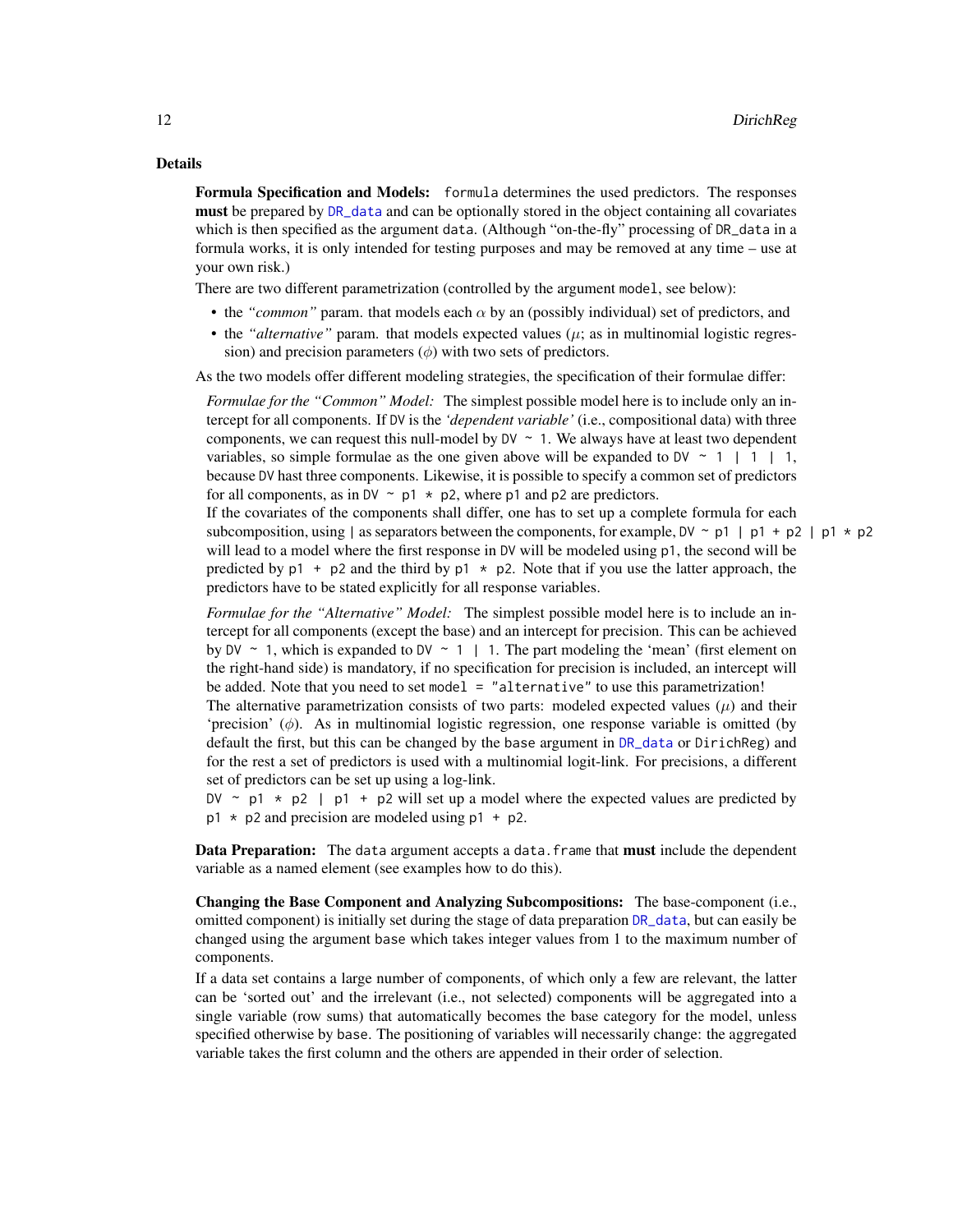## Details

**Formula Specification and Models:** `formula` determines the used predictors. The responses **must** be prepared by `DR_data` and can be optionally stored in the object containing all covariates which is then specified as the argument `data`. (Although "on-the-fly" processing of `DR_data` in a formula works, it is only intended for testing purposes and may be removed at any time – use at your own risk.)

There are two different parametrization (controlled by the argument `model`, see below):

- the *"common"* param. that models each $\alpha$ by an (possibly individual) set of predictors, and
- the *"alternative"* param. that models expected values ($\mu$; as in multinomial logistic regression) and precision parameters ($\phi$) with two sets of predictors.

As the two models offer different modeling strategies, the specification of their formulae differ:

*Formulae for the "Common" Model:* The simplest possible model here is to include only an intercept for all components. If `DV` is the *'dependent variable'* (i.e., compositional data) with three components, we can request this null-model by `DV ~ 1`. We always have at least two dependent variables, so simple formulae as the one given above will be expanded to `DV ~ 1 | 1 | 1`, because `DV` hast three components. Likewise, it is possible to specify a common set of predictors for all components, as in `DV ~ p1 * p2`, where `p1` and `p2` are predictors.
If the covariates of the components shall differ, one has to set up a complete formula for each subcomposition, using `|` as separators between the components, for example, `DV ~ p1 | p1 + p2 | p1 * p2` will lead to a model where the first response in `DV` will be modeled using `p1`, the second will be predicted by `p1 + p2` and the third by `p1 * p2`. Note that if you use the latter approach, the predictors have to be stated explicitly for all response variables.

*Formulae for the "Alternative" Model:* The simplest possible model here is to include an intercept for all components (except the base) and an intercept for precision. This can be achieved by `DV ~ 1`, which is expanded to `DV ~ 1 | 1`. The part modeling the 'mean' (first element on the right-hand side) is mandatory, if no specification for precision is included, an intercept will be added. Note that you need to set `model = "alternative"` to use this parametrization!
The alternative parametrization consists of two parts: modeled expected values ($\mu$) and their 'precision' ($\phi$). As in multinomial logistic regression, one response variable is omitted (by default the first, but this can be changed by the `base` argument in `DR_data` or `DirichReg`) and for the rest a set of predictors is used with a multinomial logit-link. For precisions, a different set of predictors can be set up using a log-link.
`DV ~ p1 * p2 | p1 + p2` will set up a model where the expected values are predicted by `p1 * p2` and precision are modeled using `p1 + p2`.

**Data Preparation:** The `data` argument accepts a `data.frame` that **must** include the dependent variable as a named element (see examples how to do this).

**Changing the Base Component and Analyzing Subcompositions:** The base-component (i.e., omitted component) is initially set during the stage of data preparation `DR_data`, but can easily be changed using the argument `base` which takes integer values from 1 to the maximum number of components.

If a data set contains a large number of components, of which only a few are relevant, the latter can be 'sorted out' and the irrelevant (i.e., not selected) components will be aggregated into a single variable (row sums) that automatically becomes the base category for the model, unless specified otherwise by `base`. The positioning of variables will necessarily change: the aggregated variable takes the first column and the others are appended in their order of selection.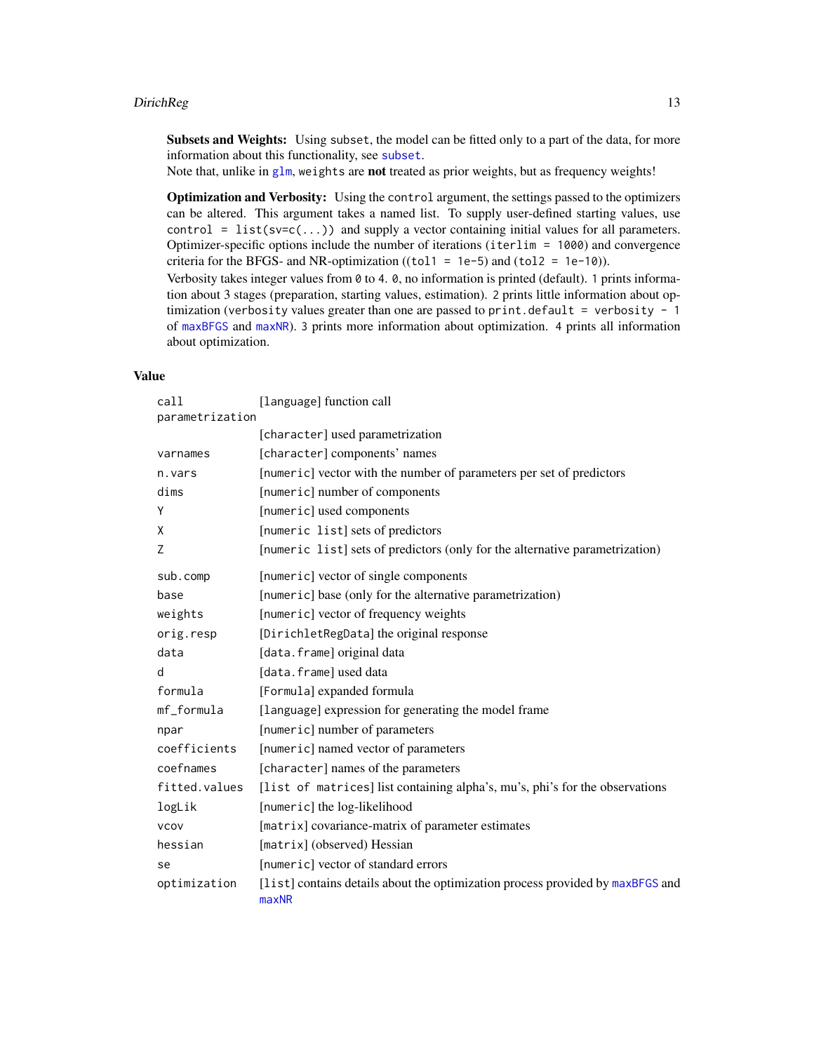**Subsets and Weights:** Using `subset`, the model can be fitted only to a part of the data, for more information about this functionality, see `subset`.
Note that, unlike in `glm`, `weights` are **not** treated as prior weights, but as frequency weights!

**Optimization and Verbosity:** Using the `control` argument, the settings passed to the optimizers can be altered. This argument takes a named list. To supply user-defined starting values, use `control = list(sv=c(...))` and supply a vector containing initial values for all parameters. Optimizer-specific options include the number of iterations (`iterlim = 1000`) and convergence criteria for the BFGS- and NR-optimization ((`tol1 = 1e-5`) and (`tol2 = 1e-10`)).
Verbosity takes integer values from `0` to `4`. `0`, no information is printed (default). `1` prints information about 3 stages (preparation, starting values, estimation). `2` prints little information about optimization (`verbosity` values greater than one are passed to `print.default = verbosity - 1` of `maxBFGS` and `maxNR`). `3` prints more information about optimization. `4` prints all information about optimization.

## Value

| | |
|---|---|
| `call` | [language] function call |
| `parametrization` | [character] used parametrization |
| `varnames` | [character] components' names |
| `n.vars` | [numeric] vector with the number of parameters per set of predictors |
| `dims` | [numeric] number of components |
| `Y` | [numeric] used components |
| `X` | [numeric list] sets of predictors |
| `Z` | [numeric list] sets of predictors (only for the alternative parametrization) |
| `sub.comp` | [numeric] vector of single components |
| `base` | [numeric] base (only for the alternative parametrization) |
| `weights` | [numeric] vector of frequency weights |
| `orig.resp` | [DirichletRegData] the original response |
| `data` | [data.frame] original data |
| `d` | [data.frame] used data |
| `formula` | [Formula] expanded formula |
| `mf_formula` | [language] expression for generating the model frame |
| `npar` | [numeric] number of parameters |
| `coefficients` | [numeric] named vector of parameters |
| `coefnames` | [character] names of the parameters |
| `fitted.values` | [list of matrices] list containing alpha's, mu's, phi's for the observations |
| `logLik` | [numeric] the log-likelihood |
| `vcov` | [matrix] covariance-matrix of parameter estimates |
| `hessian` | [matrix] (observed) Hessian |
| `se` | [numeric] vector of standard errors |
| `optimization` | [list] contains details about the optimization process provided by `maxBFGS` and `maxNR` |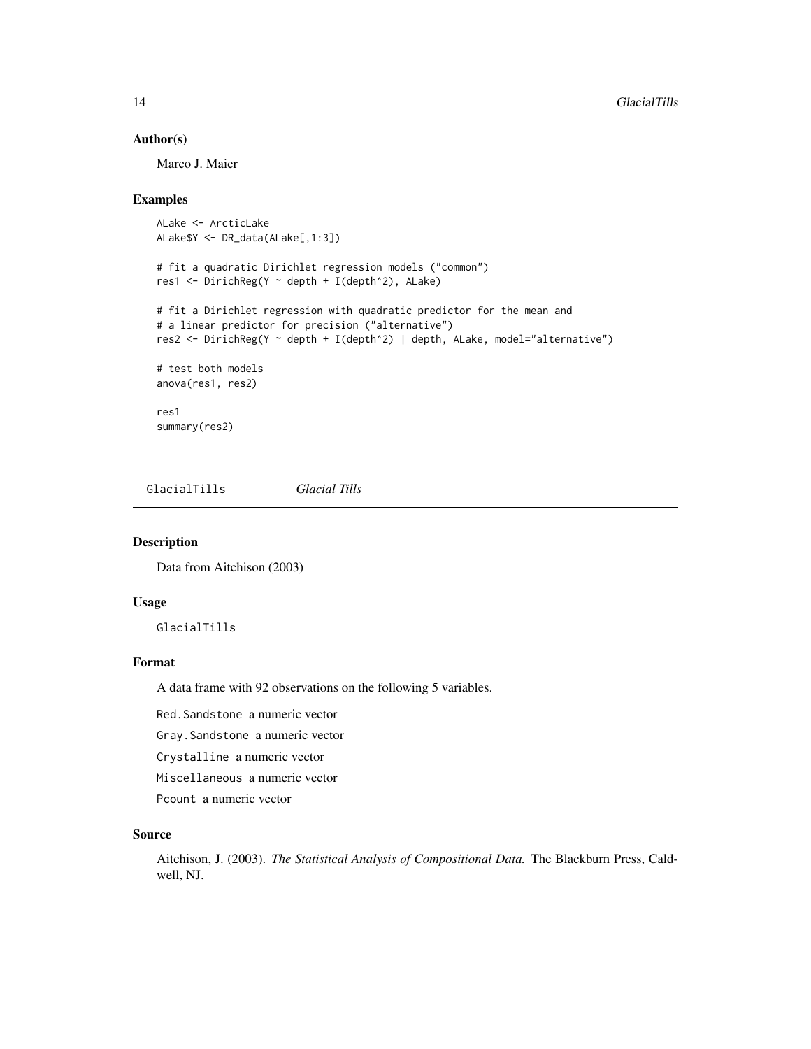### Author(s)

Marco J. Maier

### Examples

```
ALake <- ArcticLake
ALake$Y <- DR_data(ALake[,1:3])

# fit a quadratic Dirichlet regression models ("common")
res1 <- DirichReg(Y ~ depth + I(depth^2), ALake)

# fit a Dirichlet regression with quadratic predictor for the mean and
# a linear predictor for precision ("alternative")
res2 <- DirichReg(Y ~ depth + I(depth^2) | depth, ALake, model="alternative")

# test both models
anova(res1, res2)

res1
summary(res2)
```

---

## GlacialTills    *Glacial Tills*

---

### Description

Data from Aitchison (2003)

### Usage

```
GlacialTills
```

### Format

A data frame with 92 observations on the following 5 variables.

`Red.Sandstone` a numeric vector

`Gray.Sandstone` a numeric vector

`Crystalline` a numeric vector

`Miscellaneous` a numeric vector

`Pcount` a numeric vector

### Source

Aitchison, J. (2003). *The Statistical Analysis of Compositional Data.* The Blackburn Press, Caldwell, NJ.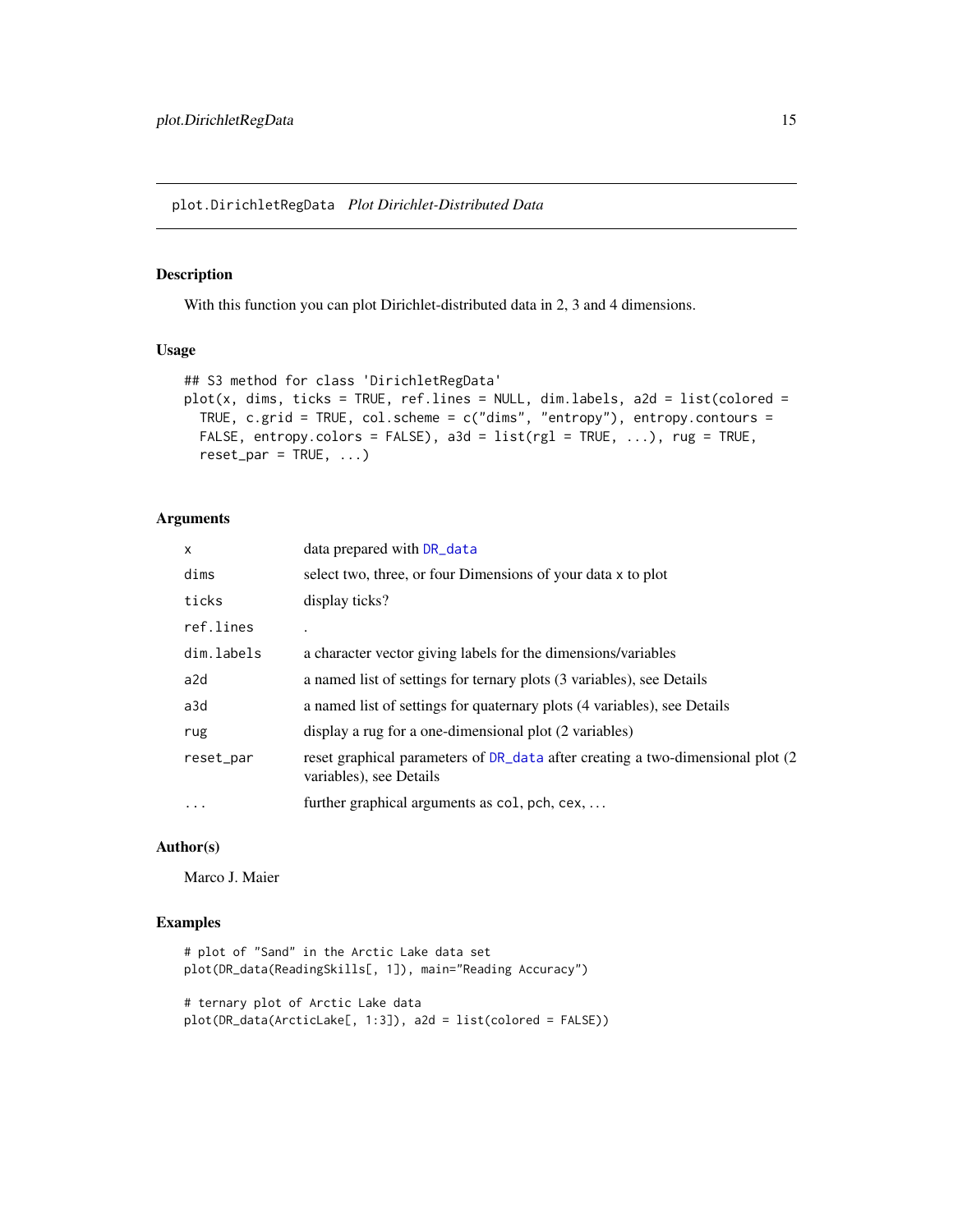plot.DirichletRegData *Plot Dirichlet-Distributed Data*

## Description

With this function you can plot Dirichlet-distributed data in 2, 3 and 4 dimensions.

## Usage

```
## S3 method for class 'DirichletRegData'
plot(x, dims, ticks = TRUE, ref.lines = NULL, dim.labels, a2d = list(colored =
  TRUE, c.grid = TRUE, col.scheme = c("dims", "entropy"), entropy.contours =
  FALSE, entropy.colors = FALSE), a3d = list(rgl = TRUE, ...), rug = TRUE,
  reset_par = TRUE, ...)
```

## Arguments

| | |
|---|---|
| `x` | data prepared with `DR_data` |
| `dims` | select two, three, or four Dimensions of your data `x` to plot |
| `ticks` | display ticks? |
| `ref.lines` | . |
| `dim.labels` | a character vector giving labels for the dimensions/variables |
| `a2d` | a named list of settings for ternary plots (3 variables), see Details |
| `a3d` | a named list of settings for quaternary plots (4 variables), see Details |
| `rug` | display a rug for a one-dimensional plot (2 variables) |
| `reset_par` | reset graphical parameters of `DR_data` after creating a two-dimensional plot (2 variables), see Details |
| `...` | further graphical arguments as `col`, `pch`, `cex`, ... |

## Author(s)

Marco J. Maier

## Examples

```
# plot of "Sand" in the Arctic Lake data set
plot(DR_data(ReadingSkills[, 1]), main="Reading Accuracy")

# ternary plot of Arctic Lake data
plot(DR_data(ArcticLake[, 1:3]), a2d = list(colored = FALSE))
```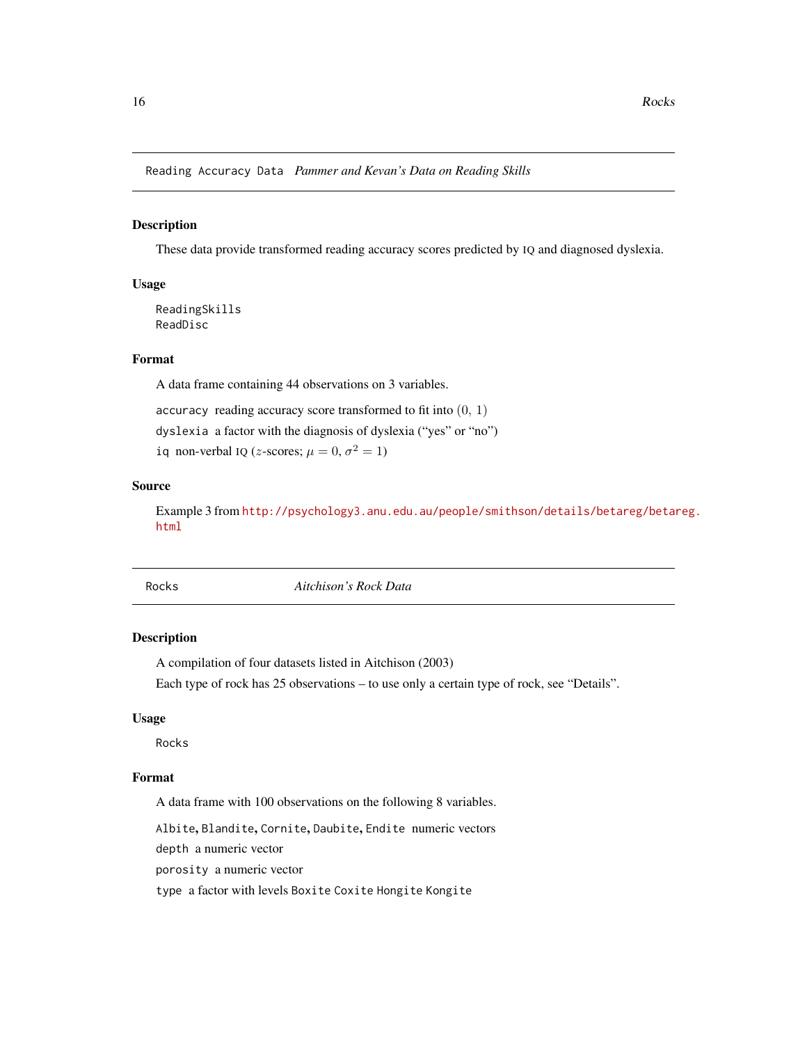Reading Accuracy Data *Pammer and Kevan's Data on Reading Skills*

## Description

These data provide transformed reading accuracy scores predicted by IQ and diagnosed dyslexia.

## Usage

```
ReadingSkills
ReadDisc
```

## Format

A data frame containing 44 observations on 3 variables.

`accuracy` reading accuracy score transformed to fit into $(0, 1)$

`dyslexia` a factor with the diagnosis of dyslexia ("yes" or "no")

`iq` non-verbal IQ ($z$-scores; $\mu = 0$, $\sigma^2 = 1$)

## Source

Example 3 from http://psychology3.anu.edu.au/people/smithson/details/betareg/betareg.html

---

Rocks *Aitchison's Rock Data*

## Description

A compilation of four datasets listed in Aitchison (2003)

Each type of rock has 25 observations – to use only a certain type of rock, see "Details".

## Usage

```
Rocks
```

## Format

A data frame with 100 observations on the following 8 variables.

`Albite`, `Blandite`, `Cornite`, `Daubite`, `Endite` numeric vectors

`depth` a numeric vector

`porosity` a numeric vector

`type` a factor with levels `Boxite` `Coxite` `Hongite` `Kongite`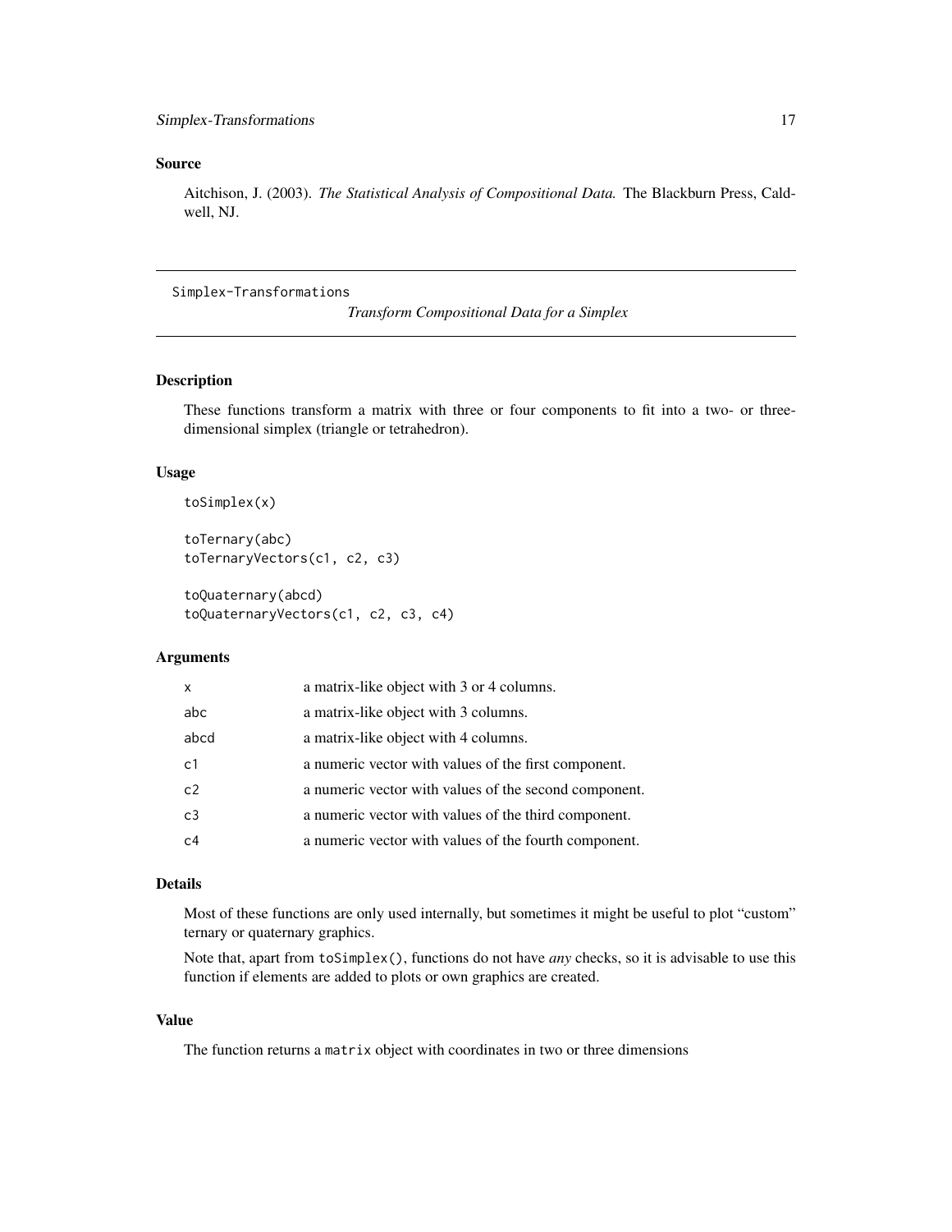## Source

Aitchison, J. (2003). *The Statistical Analysis of Compositional Data.* The Blackburn Press, Caldwell, NJ.

---

Simplex-Transformations    *Transform Compositional Data for a Simplex*

---

## Description

These functions transform a matrix with three or four components to fit into a two- or three-dimensional simplex (triangle or tetrahedron).

## Usage

```
toSimplex(x)

toTernary(abc)
toTernaryVectors(c1, c2, c3)

toQuaternary(abcd)
toQuaternaryVectors(c1, c2, c3, c4)
```

## Arguments

| | |
|---|---|
| x | a matrix-like object with 3 or 4 columns. |
| abc | a matrix-like object with 3 columns. |
| abcd | a matrix-like object with 4 columns. |
| c1 | a numeric vector with values of the first component. |
| c2 | a numeric vector with values of the second component. |
| c3 | a numeric vector with values of the third component. |
| c4 | a numeric vector with values of the fourth component. |

## Details

Most of these functions are only used internally, but sometimes it might be useful to plot "custom" ternary or quaternary graphics.

Note that, apart from `toSimplex()`, functions do not have *any* checks, so it is advisable to use this function if elements are added to plots or own graphics are created.

## Value

The function returns a `matrix` object with coordinates in two or three dimensions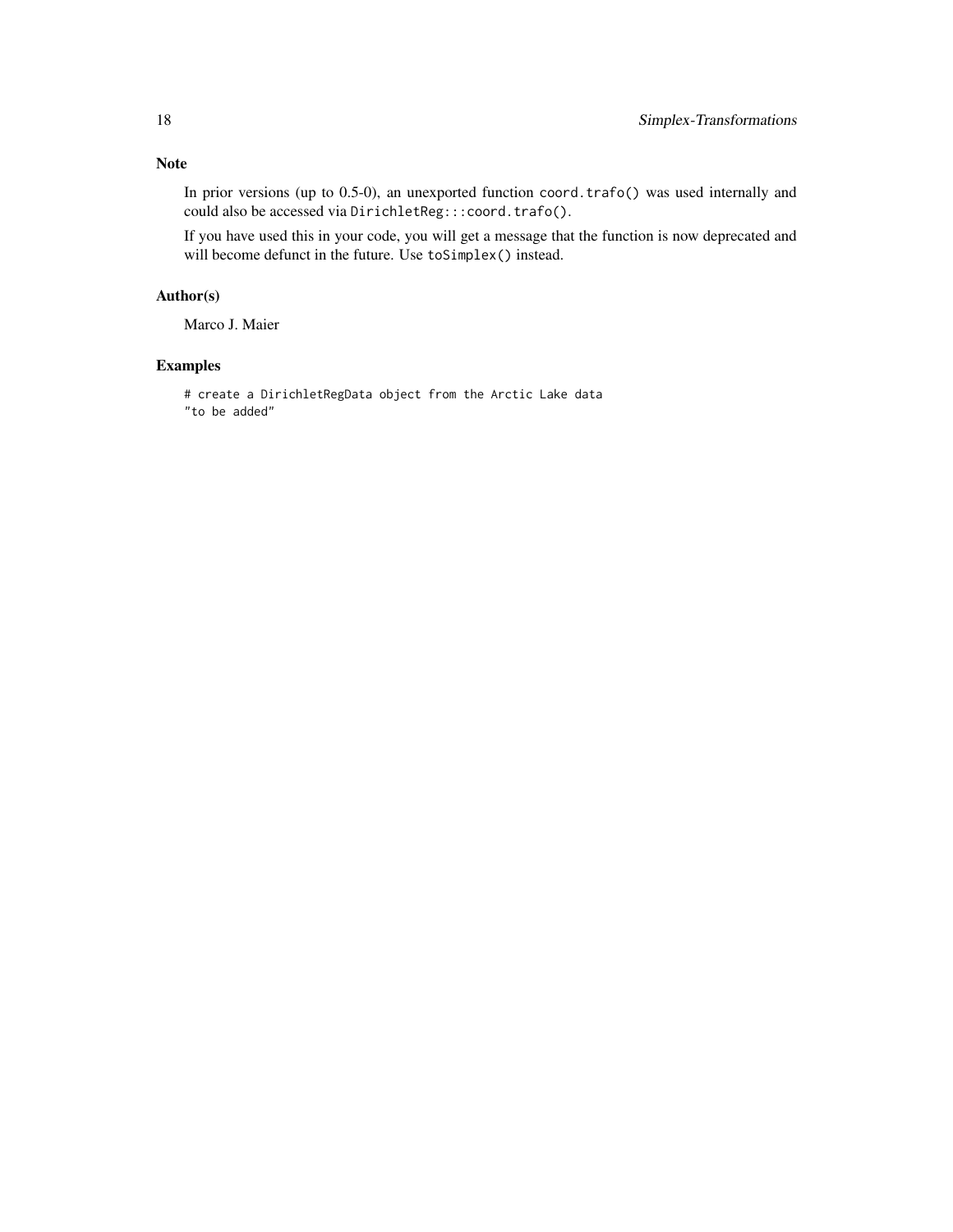## Note

In prior versions (up to 0.5-0), an unexported function `coord.trafo()` was used internally and could also be accessed via `DirichletReg:::coord.trafo()`.

If you have used this in your code, you will get a message that the function is now deprecated and will become defunct in the future. Use `toSimplex()` instead.

## Author(s)

Marco J. Maier

## Examples

```
# create a DirichletRegData object from the Arctic Lake data
"to be added"
```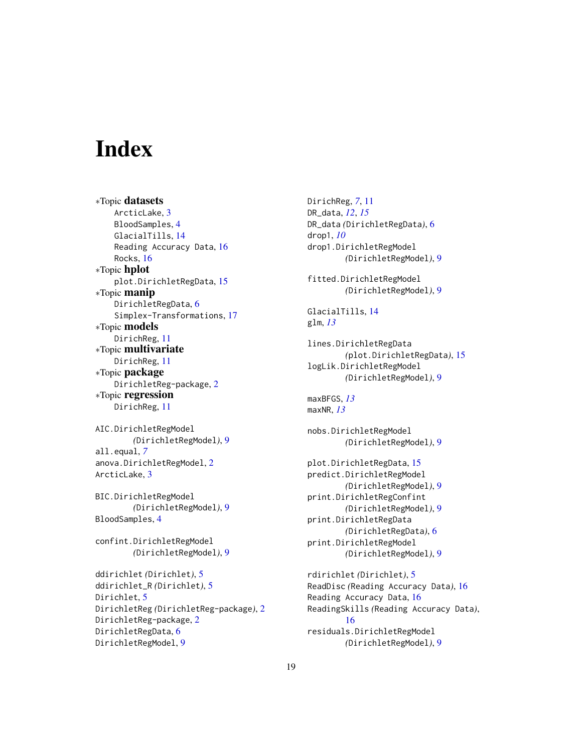# Index

*Topic **datasets**
- ArcticLake, 3
- BloodSamples, 4
- GlacialTills, 14
- Reading Accuracy Data, 16
- Rocks, 16

*Topic **hplot**
- plot.DirichletRegData, 15

*Topic **manip**
- DirichletRegData, 6
- Simplex-Transformations, 17

*Topic **models**
- DirichReg, 11

*Topic **multivariate**
- DirichReg, 11

*Topic **package**
- DirichletReg-package, 2

*Topic **regression**
- DirichReg, 11

AIC.DirichletRegModel *(DirichletRegModel)*, 9
all.equal, *7*
anova.DirichletRegModel, 2
ArcticLake, 3

BIC.DirichletRegModel *(DirichletRegModel)*, 9
BloodSamples, 4

confint.DirichletRegModel *(DirichletRegModel)*, 9

ddirichlet *(Dirichlet)*, 5
ddirichlet_R *(Dirichlet)*, 5
Dirichlet, 5
DirichletReg *(DirichletReg-package)*, 2
DirichletReg-package, 2
DirichletRegData, 6
DirichletRegModel, 9
DirichReg, *7*, 11
DR_data, *12*, *15*
DR_data *(DirichletRegData)*, 6
drop1, *10*
drop1.DirichletRegModel *(DirichletRegModel)*, 9

fitted.DirichletRegModel *(DirichletRegModel)*, 9

GlacialTills, 14
glm, *13*

lines.DirichletRegData *(plot.DirichletRegData)*, 15
logLik.DirichletRegModel *(DirichletRegModel)*, 9

maxBFGS, *13*
maxNR, *13*

nobs.DirichletRegModel *(DirichletRegModel)*, 9

plot.DirichletRegData, 15
predict.DirichletRegModel *(DirichletRegModel)*, 9
print.DirichletRegConfint *(DirichletRegModel)*, 9
print.DirichletRegData *(DirichletRegData)*, 6
print.DirichletRegModel *(DirichletRegModel)*, 9

rdirichlet *(Dirichlet)*, 5
ReadDisc *(Reading Accuracy Data)*, 16
Reading Accuracy Data, 16
ReadingSkills *(Reading Accuracy Data)*, 16
residuals.DirichletRegModel *(DirichletRegModel)*, 9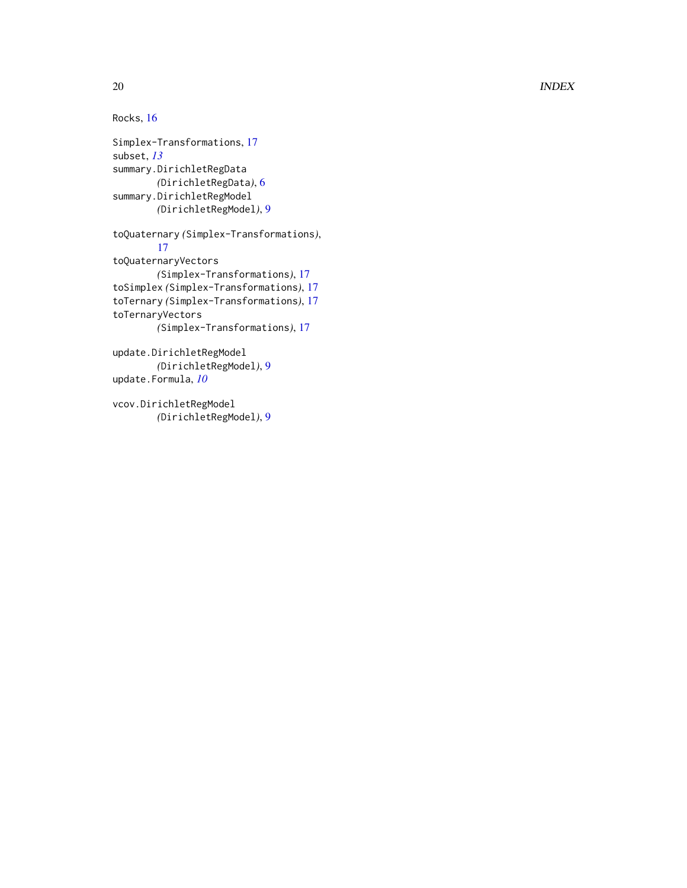Rocks, 16

Simplex-Transformations, 17
subset, *13*
summary.DirichletRegData
        *(*DirichletRegData*)*, 6
summary.DirichletRegModel
        *(*DirichletRegModel*)*, 9

toQuaternary *(*Simplex-Transformations*)*,
        17
toQuaternaryVectors
        *(*Simplex-Transformations*)*, 17
toSimplex *(*Simplex-Transformations*)*, 17
toTernary *(*Simplex-Transformations*)*, 17
toTernaryVectors
        *(*Simplex-Transformations*)*, 17

update.DirichletRegModel
        *(*DirichletRegModel*)*, 9
update.Formula, *10*

vcov.DirichletRegModel
        *(*DirichletRegModel*)*, 9